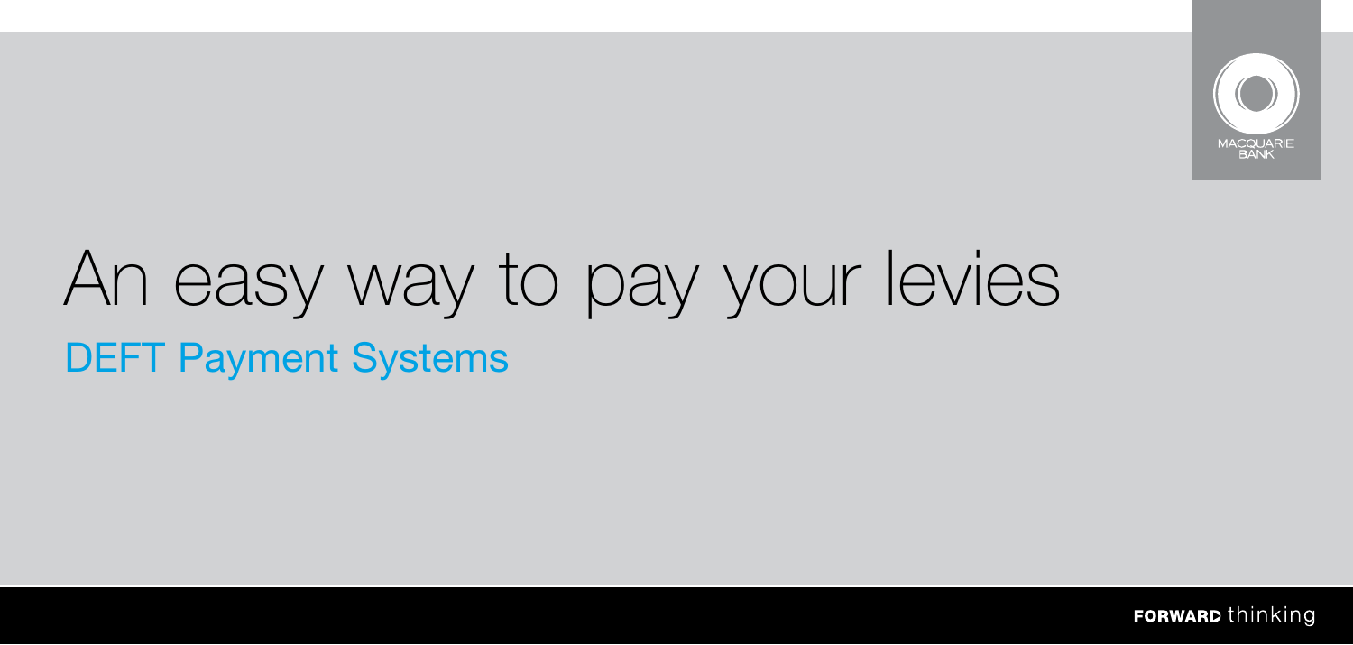MACQUARIE BANK

# An easy way to pay your levies

## DEFT Payment Systems

**FORWARD** thinking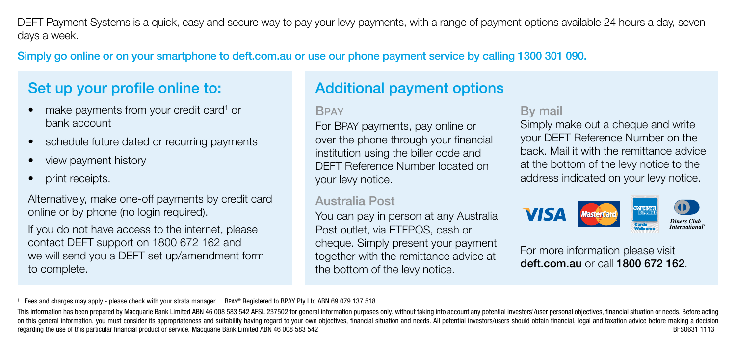DEFT Payment Systems is a quick, easy and secure way to pay your levy payments, with a range of payment options available 24 hours a day, seven days a week.

**Simply go online or on your smartphone to deft.com.au or use our phone payment service by calling 1300 301 090.**

## Set up your profile online to:

- make payments from your credit card[1] or bank account
- schedule future dated or recurring payments
- view payment history
- print receipts.

Alternatively, make one-off payments by credit card online or by phone (no login required).

If you do not have access to the internet, please contact DEFT support on 1800 672 162 and we will send you a DEFT set up/amendment form to complete.

## Additional payment options

### BPAY

For BPAY payments, pay online or over the phone through your financial institution using the biller code and DEFT Reference Number located on your levy notice.

### Australia Post

You can pay in person at any Australia Post outlet, via ETFPOS, cash or cheque. Simply present your payment together with the remittance advice at the bottom of the levy notice.

### By mail

Simply make out a cheque and write your DEFT Reference Number on the back. Mail it with the remittance advice at the bottom of the levy notice to the address indicated on your levy notice.

VISA MasterCard AMERICAN EXPRESS Cards Welcome Diners Club International

For more information please visit **deft.com.au** or call **1800 672 162**.

[1] Fees and charges may apply - please check with your strata manager. BPAY® Registered to BPAY Pty Ltd ABN 69 079 137 518

This information has been prepared by Macquarie Bank Limited ABN 46 008 583 542 AFSL 237502 for general information purposes only, without taking into account any potential investors'/user personal objectives, financial situation or needs. Before acting on this general information, you must consider its appropriateness and suitability having regard to your own objectives, financial situation and needs. All potential investors/users should obtain financial, legal and taxation advice before making a decision regarding the use of this particular financial product or service. Macquarie Bank Limited ABN 46 008 583 542 BFS0631 1113